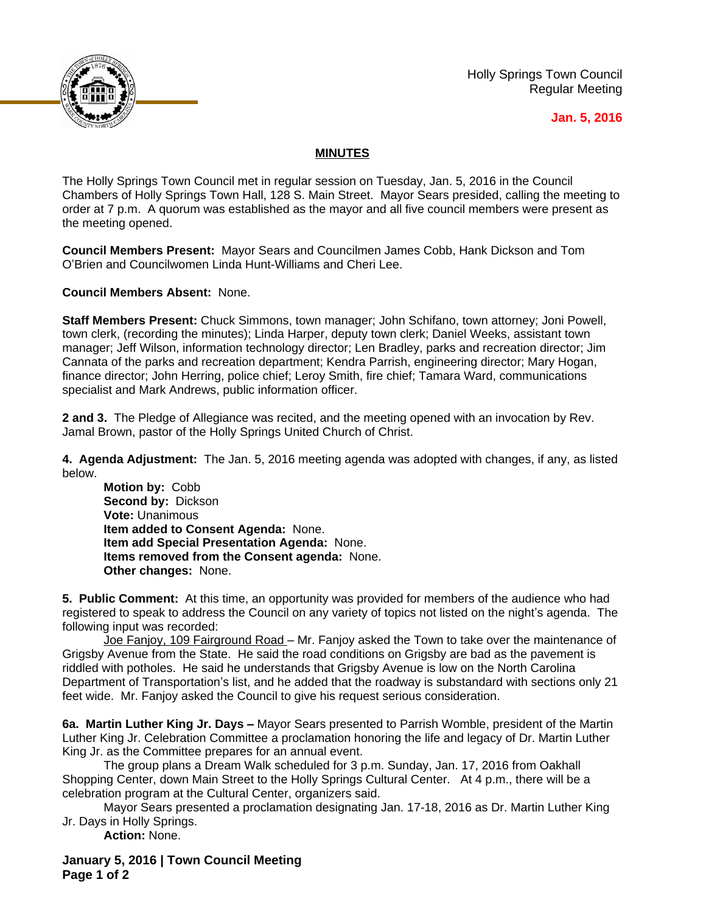Holly Springs Town Council
Regular Meeting

**Jan. 5, 2016**

## MINUTES

The Holly Springs Town Council met in regular session on Tuesday, Jan. 5, 2016 in the Council Chambers of Holly Springs Town Hall, 128 S. Main Street. Mayor Sears presided, calling the meeting to order at 7 p.m. A quorum was established as the mayor and all five council members were present as the meeting opened.

**Council Members Present:** Mayor Sears and Councilmen James Cobb, Hank Dickson and Tom O'Brien and Councilwomen Linda Hunt-Williams and Cheri Lee.

**Council Members Absent:** None.

**Staff Members Present:** Chuck Simmons, town manager; John Schifano, town attorney; Joni Powell, town clerk, (recording the minutes); Linda Harper, deputy town clerk; Daniel Weeks, assistant town manager; Jeff Wilson, information technology director; Len Bradley, parks and recreation director; Jim Cannata of the parks and recreation department; Kendra Parrish, engineering director; Mary Hogan, finance director; John Herring, police chief; Leroy Smith, fire chief; Tamara Ward, communications specialist and Mark Andrews, public information officer.

**2 and 3.** The Pledge of Allegiance was recited, and the meeting opened with an invocation by Rev. Jamal Brown, pastor of the Holly Springs United Church of Christ.

**4. Agenda Adjustment:** The Jan. 5, 2016 meeting agenda was adopted with changes, if any, as listed below.

**Motion by:** Cobb
**Second by:** Dickson
**Vote:** Unanimous
**Item added to Consent Agenda:** None.
**Item add Special Presentation Agenda:** None.
**Items removed from the Consent agenda:** None.
**Other changes:** None.

**5. Public Comment:** At this time, an opportunity was provided for members of the audience who had registered to speak to address the Council on any variety of topics not listed on the night's agenda. The following input was recorded:

Joe Fanjoy, 109 Fairground Road – Mr. Fanjoy asked the Town to take over the maintenance of Grigsby Avenue from the State. He said the road conditions on Grigsby are bad as the pavement is riddled with potholes. He said he understands that Grigsby Avenue is low on the North Carolina Department of Transportation's list, and he added that the roadway is substandard with sections only 21 feet wide. Mr. Fanjoy asked the Council to give his request serious consideration.

**6a. Martin Luther King Jr. Days –** Mayor Sears presented to Parrish Womble, president of the Martin Luther King Jr. Celebration Committee a proclamation honoring the life and legacy of Dr. Martin Luther King Jr. as the Committee prepares for an annual event.

The group plans a Dream Walk scheduled for 3 p.m. Sunday, Jan. 17, 2016 from Oakhall Shopping Center, down Main Street to the Holly Springs Cultural Center. At 4 p.m., there will be a celebration program at the Cultural Center, organizers said.

Mayor Sears presented a proclamation designating Jan. 17-18, 2016 as Dr. Martin Luther King Jr. Days in Holly Springs.

**Action:** None.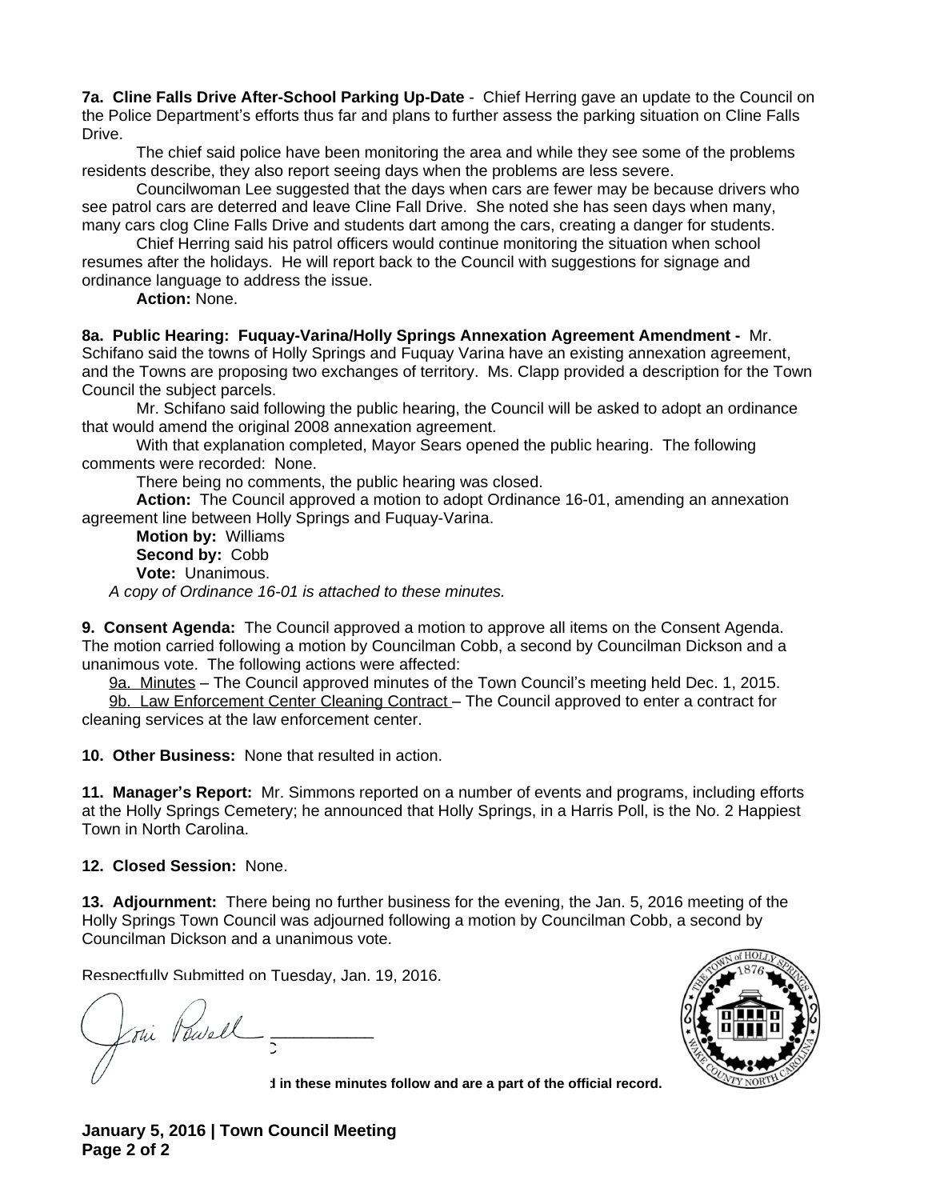**7a. Cline Falls Drive After-School Parking Up-Date** - Chief Herring gave an update to the Council on the Police Department's efforts thus far and plans to further assess the parking situation on Cline Falls Drive.

The chief said police have been monitoring the area and while they see some of the problems residents describe, they also report seeing days when the problems are less severe.

Councilwoman Lee suggested that the days when cars are fewer may be because drivers who see patrol cars are deterred and leave Cline Fall Drive. She noted she has seen days when many, many cars clog Cline Falls Drive and students dart among the cars, creating a danger for students.

Chief Herring said his patrol officers would continue monitoring the situation when school resumes after the holidays. He will report back to the Council with suggestions for signage and ordinance language to address the issue.

**Action:** None.

**8a. Public Hearing: Fuquay-Varina/Holly Springs Annexation Agreement Amendment -** Mr. Schifano said the towns of Holly Springs and Fuquay Varina have an existing annexation agreement, and the Towns are proposing two exchanges of territory. Ms. Clapp provided a description for the Town Council the subject parcels.

Mr. Schifano said following the public hearing, the Council will be asked to adopt an ordinance that would amend the original 2008 annexation agreement.

With that explanation completed, Mayor Sears opened the public hearing. The following comments were recorded: None.

There being no comments, the public hearing was closed.

**Action:** The Council approved a motion to adopt Ordinance 16-01, amending an annexation agreement line between Holly Springs and Fuquay-Varina.

**Motion by:** Williams

**Second by:** Cobb

**Vote:** Unanimous.

*A copy of Ordinance 16-01 is attached to these minutes.*

**9. Consent Agenda:** The Council approved a motion to approve all items on the Consent Agenda. The motion carried following a motion by Councilman Cobb, a second by Councilman Dickson and a unanimous vote. The following actions were affected:

9a. Minutes – The Council approved minutes of the Town Council's meeting held Dec. 1, 2015.

9b. Law Enforcement Center Cleaning Contract – The Council approved to enter a contract for cleaning services at the law enforcement center.

**10. Other Business:** None that resulted in action.

**11. Manager's Report:** Mr. Simmons reported on a number of events and programs, including efforts at the Holly Springs Cemetery; he announced that Holly Springs, in a Harris Poll, is the No. 2 Happiest Town in North Carolina.

**12. Closed Session:** None.

**13. Adjournment:** There being no further business for the evening, the Jan. 5, 2016 meeting of the Holly Springs Town Council was adjourned following a motion by Councilman Cobb, a second by Councilman Dickson and a unanimous vote.

Respectfully Submitted on Tuesday, Jan. 19, 2016.

Joni Powell

**d in these minutes follow and are a part of the official record.**